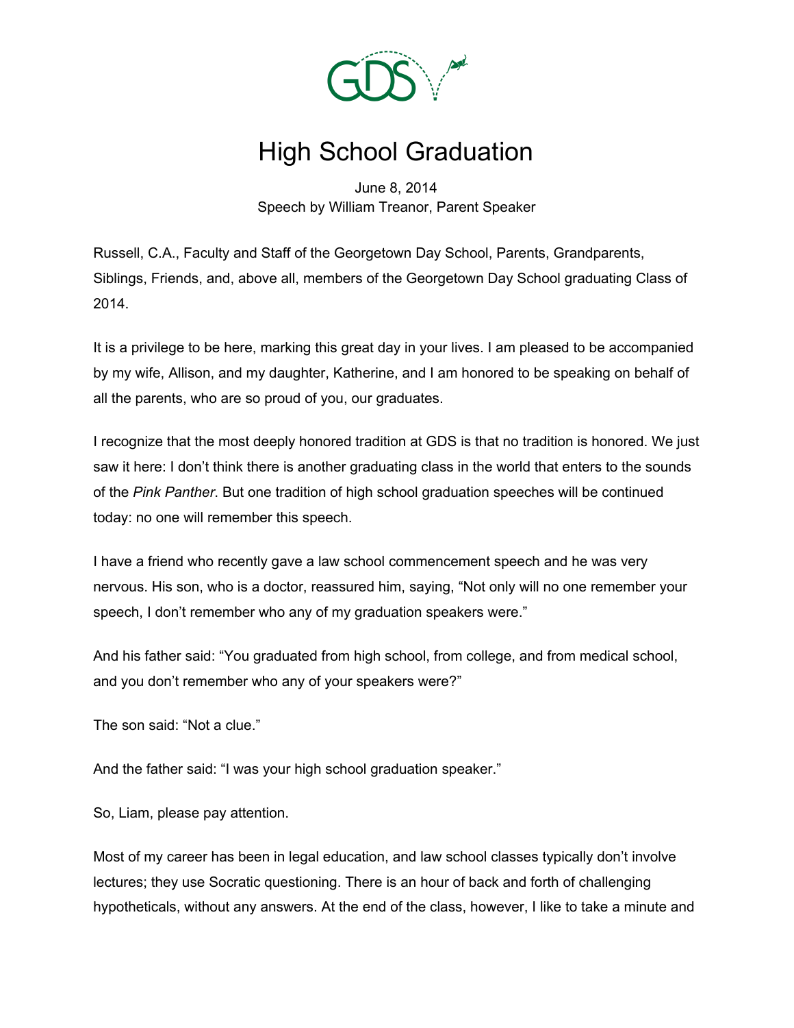# High School Graduation

June 8, 2014
Speech by William Treanor, Parent Speaker

Russell, C.A., Faculty and Staff of the Georgetown Day School, Parents, Grandparents, Siblings, Friends, and, above all, members of the Georgetown Day School graduating Class of 2014.

It is a privilege to be here, marking this great day in your lives. I am pleased to be accompanied by my wife, Allison, and my daughter, Katherine, and I am honored to be speaking on behalf of all the parents, who are so proud of you, our graduates.

I recognize that the most deeply honored tradition at GDS is that no tradition is honored. We just saw it here: I don't think there is another graduating class in the world that enters to the sounds of the *Pink Panther*. But one tradition of high school graduation speeches will be continued today: no one will remember this speech.

I have a friend who recently gave a law school commencement speech and he was very nervous. His son, who is a doctor, reassured him, saying, "Not only will no one remember your speech, I don't remember who any of my graduation speakers were."

And his father said: "You graduated from high school, from college, and from medical school, and you don't remember who any of your speakers were?"

The son said: "Not a clue."

And the father said: "I was your high school graduation speaker."

So, Liam, please pay attention.

Most of my career has been in legal education, and law school classes typically don't involve lectures; they use Socratic questioning. There is an hour of back and forth of challenging hypotheticals, without any answers. At the end of the class, however, I like to take a minute and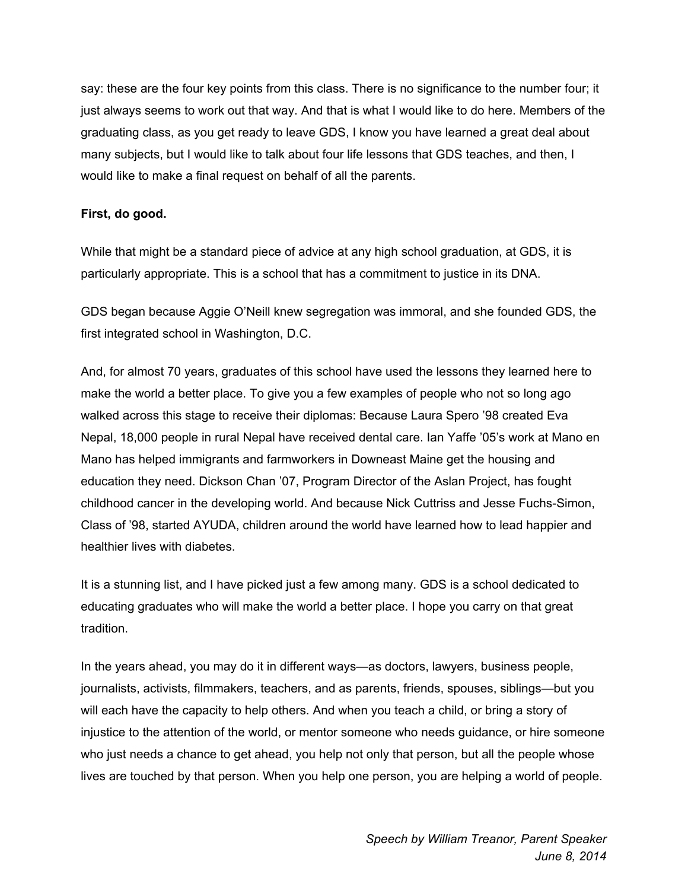say: these are the four key points from this class. There is no significance to the number four; it just always seems to work out that way. And that is what I would like to do here. Members of the graduating class, as you get ready to leave GDS, I know you have learned a great deal about many subjects, but I would like to talk about four life lessons that GDS teaches, and then, I would like to make a final request on behalf of all the parents.

**First, do good.**

While that might be a standard piece of advice at any high school graduation, at GDS, it is particularly appropriate. This is a school that has a commitment to justice in its DNA.

GDS began because Aggie O'Neill knew segregation was immoral, and she founded GDS, the first integrated school in Washington, D.C.

And, for almost 70 years, graduates of this school have used the lessons they learned here to make the world a better place. To give you a few examples of people who not so long ago walked across this stage to receive their diplomas: Because Laura Spero '98 created Eva Nepal, 18,000 people in rural Nepal have received dental care. Ian Yaffe '05's work at Mano en Mano has helped immigrants and farmworkers in Downeast Maine get the housing and education they need. Dickson Chan '07, Program Director of the Aslan Project, has fought childhood cancer in the developing world. And because Nick Cuttriss and Jesse Fuchs-Simon, Class of '98, started AYUDA, children around the world have learned how to lead happier and healthier lives with diabetes.

It is a stunning list, and I have picked just a few among many. GDS is a school dedicated to educating graduates who will make the world a better place. I hope you carry on that great tradition.

In the years ahead, you may do it in different ways—as doctors, lawyers, business people, journalists, activists, filmmakers, teachers, and as parents, friends, spouses, siblings—but you will each have the capacity to help others. And when you teach a child, or bring a story of injustice to the attention of the world, or mentor someone who needs guidance, or hire someone who just needs a chance to get ahead, you help not only that person, but all the people whose lives are touched by that person. When you help one person, you are helping a world of people.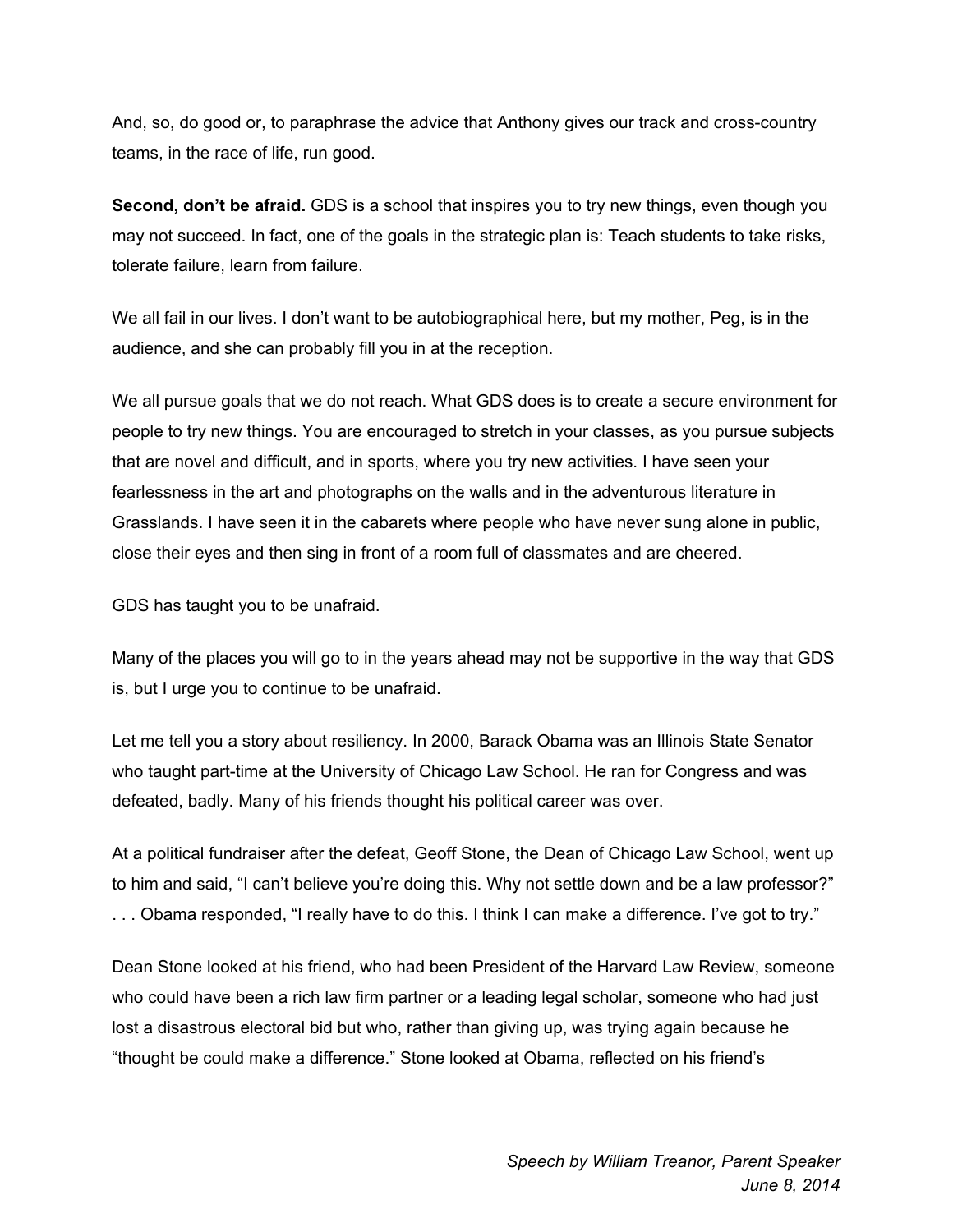And, so, do good or, to paraphrase the advice that Anthony gives our track and cross-country teams, in the race of life, run good.

**Second, don't be afraid.** GDS is a school that inspires you to try new things, even though you may not succeed. In fact, one of the goals in the strategic plan is: Teach students to take risks, tolerate failure, learn from failure.

We all fail in our lives. I don't want to be autobiographical here, but my mother, Peg, is in the audience, and she can probably fill you in at the reception.

We all pursue goals that we do not reach. What GDS does is to create a secure environment for people to try new things. You are encouraged to stretch in your classes, as you pursue subjects that are novel and difficult, and in sports, where you try new activities. I have seen your fearlessness in the art and photographs on the walls and in the adventurous literature in Grasslands. I have seen it in the cabarets where people who have never sung alone in public, close their eyes and then sing in front of a room full of classmates and are cheered.

GDS has taught you to be unafraid.

Many of the places you will go to in the years ahead may not be supportive in the way that GDS is, but I urge you to continue to be unafraid.

Let me tell you a story about resiliency. In 2000, Barack Obama was an Illinois State Senator who taught part-time at the University of Chicago Law School. He ran for Congress and was defeated, badly. Many of his friends thought his political career was over.

At a political fundraiser after the defeat, Geoff Stone, the Dean of Chicago Law School, went up to him and said, "I can't believe you're doing this. Why not settle down and be a law professor?" . . . Obama responded, "I really have to do this. I think I can make a difference. I've got to try."

Dean Stone looked at his friend, who had been President of the Harvard Law Review, someone who could have been a rich law firm partner or a leading legal scholar, someone who had just lost a disastrous electoral bid but who, rather than giving up, was trying again because he "thought be could make a difference." Stone looked at Obama, reflected on his friend's

*Speech by William Treanor, Parent Speaker*
*June 8, 2014*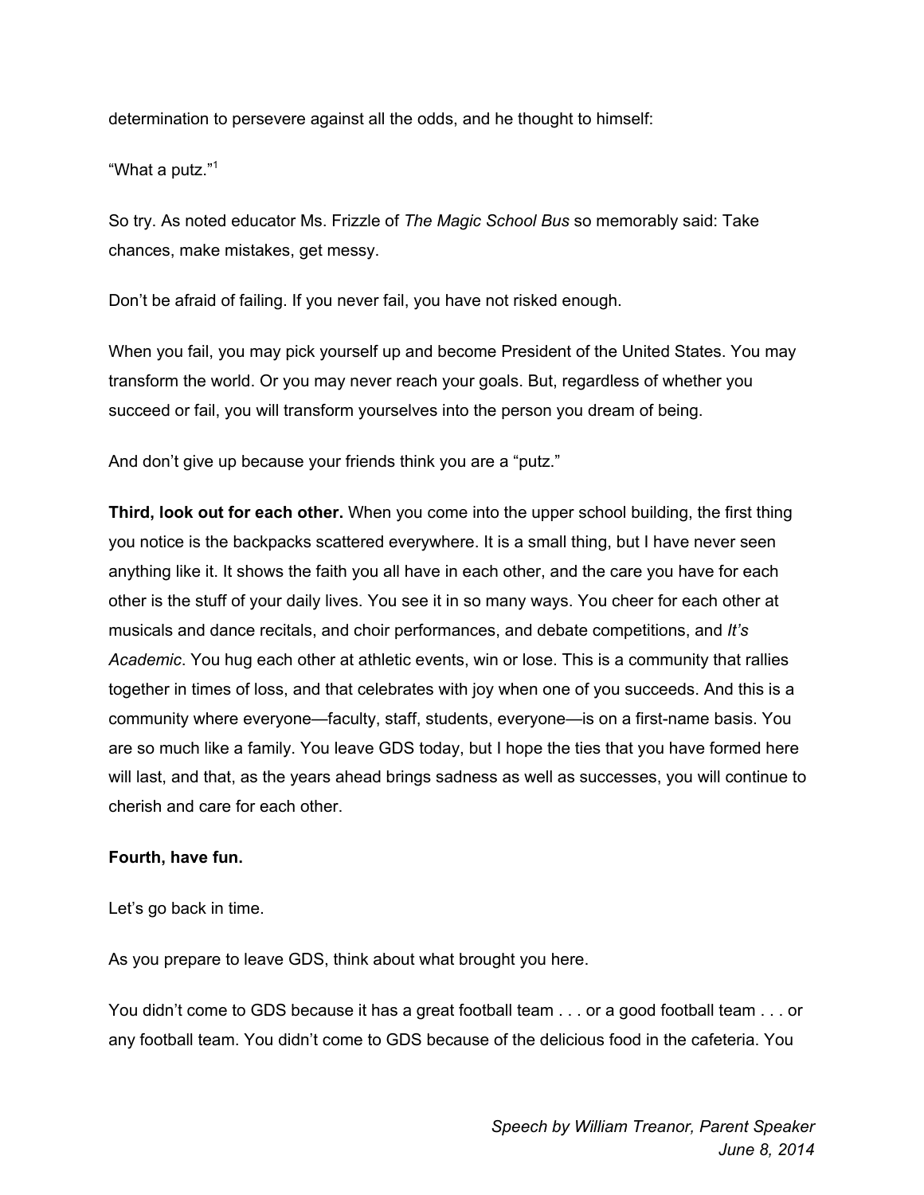determination to persevere against all the odds, and he thought to himself:

“What a putz.”[1]

So try. As noted educator Ms. Frizzle of *The Magic School Bus* so memorably said: Take chances, make mistakes, get messy.

Don’t be afraid of failing. If you never fail, you have not risked enough.

When you fail, you may pick yourself up and become President of the United States. You may transform the world. Or you may never reach your goals. But, regardless of whether you succeed or fail, you will transform yourselves into the person you dream of being.

And don’t give up because your friends think you are a “putz.”

**Third, look out for each other.** When you come into the upper school building, the first thing you notice is the backpacks scattered everywhere. It is a small thing, but I have never seen anything like it. It shows the faith you all have in each other, and the care you have for each other is the stuff of your daily lives. You see it in so many ways. You cheer for each other at musicals and dance recitals, and choir performances, and debate competitions, and *It’s Academic*. You hug each other at athletic events, win or lose. This is a community that rallies together in times of loss, and that celebrates with joy when one of you succeeds. And this is a community where everyone—faculty, staff, students, everyone—is on a first-name basis. You are so much like a family. You leave GDS today, but I hope the ties that you have formed here will last, and that, as the years ahead brings sadness as well as successes, you will continue to cherish and care for each other.

**Fourth, have fun.**

Let’s go back in time.

As you prepare to leave GDS, think about what brought you here.

You didn’t come to GDS because it has a great football team . . . or a good football team . . . or any football team. You didn’t come to GDS because of the delicious food in the cafeteria. You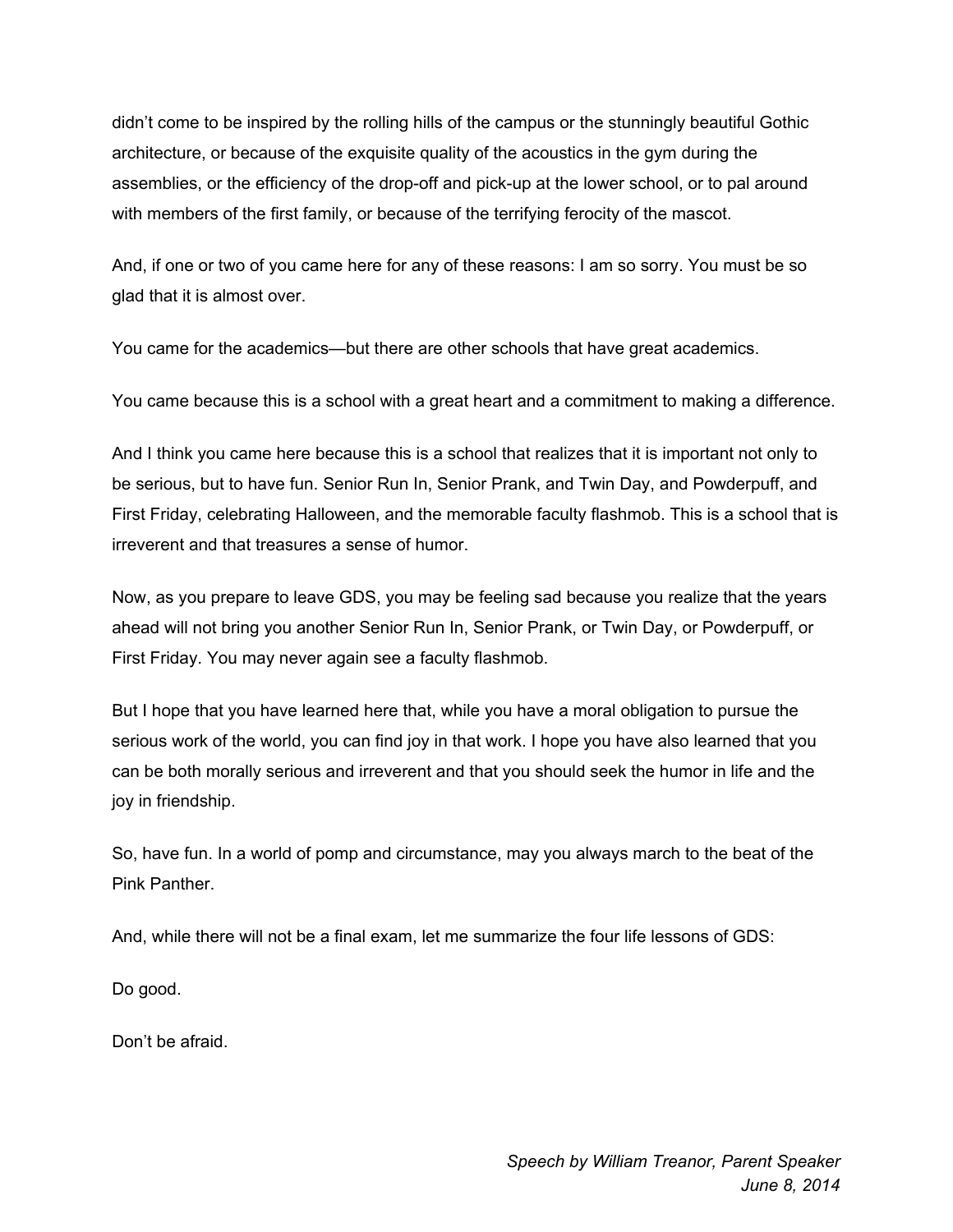didn't come to be inspired by the rolling hills of the campus or the stunningly beautiful Gothic architecture, or because of the exquisite quality of the acoustics in the gym during the assemblies, or the efficiency of the drop-off and pick-up at the lower school, or to pal around with members of the first family, or because of the terrifying ferocity of the mascot.

And, if one or two of you came here for any of these reasons: I am so sorry. You must be so glad that it is almost over.

You came for the academics—but there are other schools that have great academics.

You came because this is a school with a great heart and a commitment to making a difference.

And I think you came here because this is a school that realizes that it is important not only to be serious, but to have fun. Senior Run In, Senior Prank, and Twin Day, and Powderpuff, and First Friday, celebrating Halloween, and the memorable faculty flashmob. This is a school that is irreverent and that treasures a sense of humor.

Now, as you prepare to leave GDS, you may be feeling sad because you realize that the years ahead will not bring you another Senior Run In, Senior Prank, or Twin Day, or Powderpuff, or First Friday. You may never again see a faculty flashmob.

But I hope that you have learned here that, while you have a moral obligation to pursue the serious work of the world, you can find joy in that work. I hope you have also learned that you can be both morally serious and irreverent and that you should seek the humor in life and the joy in friendship.

So, have fun. In a world of pomp and circumstance, may you always march to the beat of the Pink Panther.

And, while there will not be a final exam, let me summarize the four life lessons of GDS:

Do good.

Don't be afraid.

*Speech by William Treanor, Parent Speaker*
*June 8, 2014*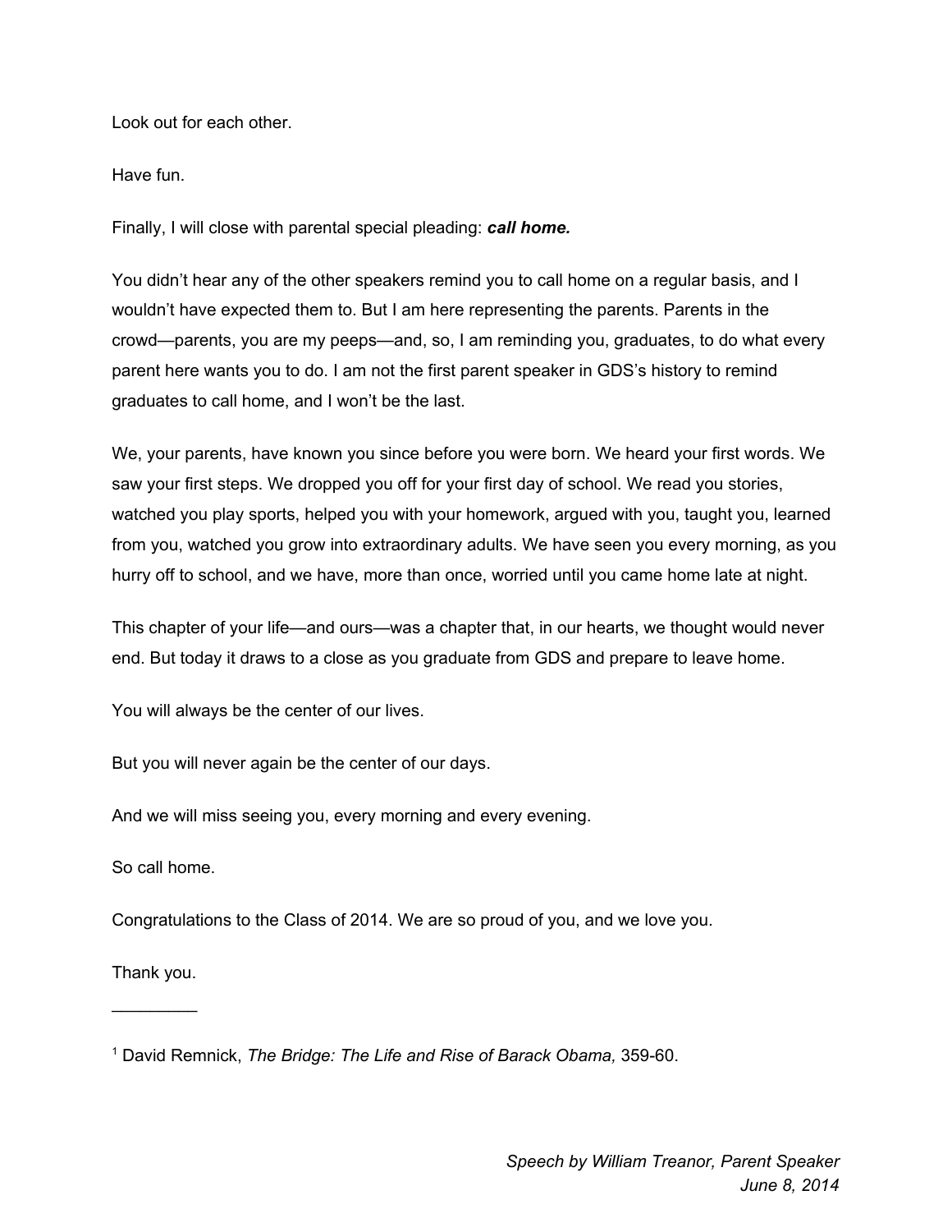Look out for each other.

Have fun.

Finally, I will close with parental special pleading: ***call home.***

You didn't hear any of the other speakers remind you to call home on a regular basis, and I wouldn't have expected them to. But I am here representing the parents. Parents in the crowd—parents, you are my peeps—and, so, I am reminding you, graduates, to do what every parent here wants you to do. I am not the first parent speaker in GDS's history to remind graduates to call home, and I won't be the last.

We, your parents, have known you since before you were born. We heard your first words. We saw your first steps. We dropped you off for your first day of school. We read you stories, watched you play sports, helped you with your homework, argued with you, taught you, learned from you, watched you grow into extraordinary adults. We have seen you every morning, as you hurry off to school, and we have, more than once, worried until you came home late at night.

This chapter of your life—and ours—was a chapter that, in our hearts, we thought would never end. But today it draws to a close as you graduate from GDS and prepare to leave home.

You will always be the center of our lives.

But you will never again be the center of our days.

And we will miss seeing you, every morning and every evening.

So call home.

Congratulations to the Class of 2014. We are so proud of you, and we love you.

Thank you.

_________

[1] David Remnick, *The Bridge: The Life and Rise of Barack Obama,* 359-60.

*Speech by William Treanor, Parent Speaker*
*June 8, 2014*